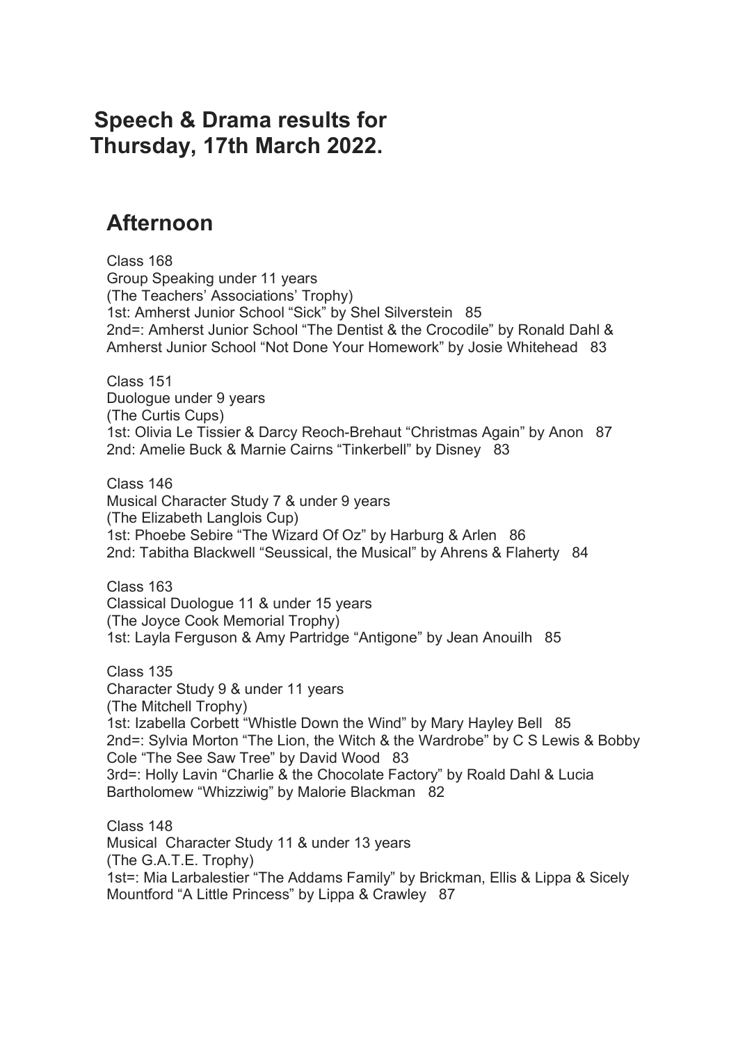# Speech & Drama results for Thursday, 17th March 2022.

## Afternoon

Class 168
Group Speaking under 11 years
(The Teachers' Associations' Trophy)
1st: Amherst Junior School "Sick" by Shel Silverstein 85
2nd=: Amherst Junior School "The Dentist & the Crocodile" by Ronald Dahl & Amherst Junior School "Not Done Your Homework" by Josie Whitehead 83

Class 151
Duologue under 9 years
(The Curtis Cups)
1st: Olivia Le Tissier & Darcy Reoch-Brehaut "Christmas Again" by Anon 87
2nd: Amelie Buck & Marnie Cairns "Tinkerbell" by Disney 83

Class 146
Musical Character Study 7 & under 9 years
(The Elizabeth Langlois Cup)
1st: Phoebe Sebire "The Wizard Of Oz" by Harburg & Arlen 86
2nd: Tabitha Blackwell "Seussical, the Musical" by Ahrens & Flaherty 84

Class 163
Classical Duologue 11 & under 15 years
(The Joyce Cook Memorial Trophy)
1st: Layla Ferguson & Amy Partridge "Antigone" by Jean Anouilh 85

Class 135
Character Study 9 & under 11 years
(The Mitchell Trophy)
1st: Izabella Corbett "Whistle Down the Wind" by Mary Hayley Bell 85
2nd=: Sylvia Morton "The Lion, the Witch & the Wardrobe" by C S Lewis & Bobby Cole "The See Saw Tree" by David Wood 83
3rd=: Holly Lavin "Charlie & the Chocolate Factory" by Roald Dahl & Lucia Bartholomew "Whizziwig" by Malorie Blackman 82

Class 148
Musical Character Study 11 & under 13 years
(The G.A.T.E. Trophy)
1st=: Mia Larbalestier "The Addams Family" by Brickman, Ellis & Lippa & Sicely Mountford "A Little Princess" by Lippa & Crawley 87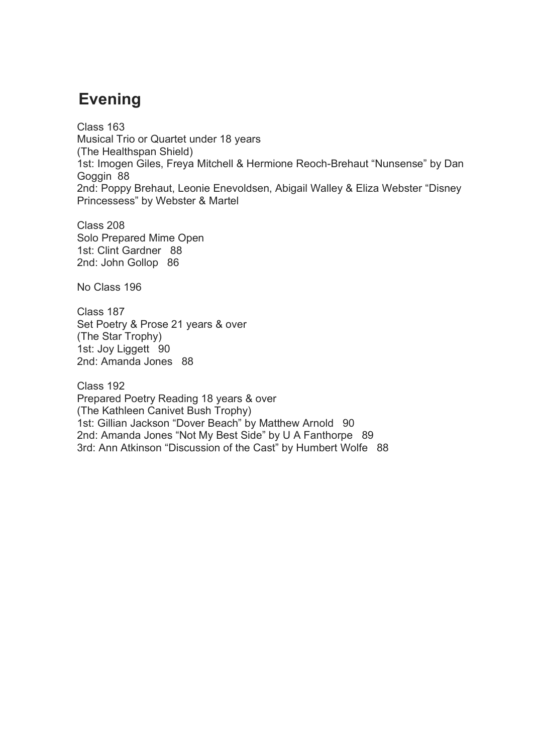## Evening

Class 163
Musical Trio or Quartet under 18 years
(The Healthspan Shield)
1st: Imogen Giles, Freya Mitchell & Hermione Reoch-Brehaut "Nunsense" by Dan Goggin 88
2nd: Poppy Brehaut, Leonie Enevoldsen, Abigail Walley & Eliza Webster "Disney Princessess" by Webster & Martel

Class 208
Solo Prepared Mime Open
1st: Clint Gardner 88
2nd: John Gollop 86

No Class 196

Class 187
Set Poetry & Prose 21 years & over
(The Star Trophy)
1st: Joy Liggett 90
2nd: Amanda Jones 88

Class 192
Prepared Poetry Reading 18 years & over
(The Kathleen Canivet Bush Trophy)
1st: Gillian Jackson "Dover Beach" by Matthew Arnold 90
2nd: Amanda Jones "Not My Best Side" by U A Fanthorpe 89
3rd: Ann Atkinson "Discussion of the Cast" by Humbert Wolfe 88